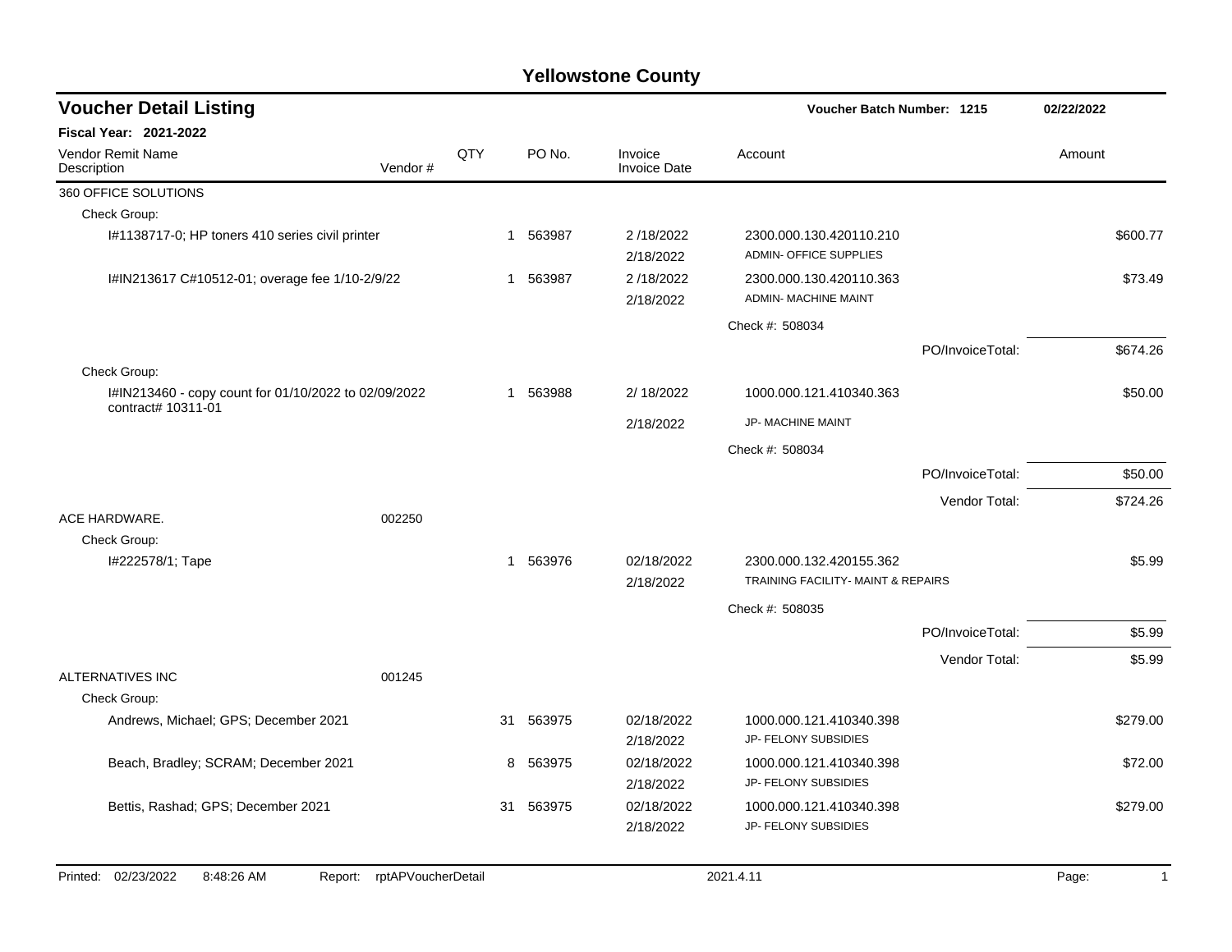# Yellowstone County

## Voucher Detail Listing

**Voucher Batch Number: 1215** — 02/22/2022

**Fiscal Year: 2021-2022**

| Vendor Remit Name / Description | Vendor # | QTY | PO No. | Invoice / Invoice Date | Account | Amount |
|---|---|---|---|---|---|---|
| 360 OFFICE SOLUTIONS | | | | | | |
| Check Group: | | | | | | |
| I#1138717-0; HP toners 410 series civil printer | | 1 | 563987 | 2 /18/2022<br>2/18/2022 | 2300.000.130.420110.210<br>ADMIN- OFFICE SUPPLIES | $600.77 |
| I#IN213617 C#10512-01; overage fee 1/10-2/9/22 | | 1 | 563987 | 2 /18/2022<br>2/18/2022 | 2300.000.130.420110.363<br>ADMIN- MACHINE MAINT | $73.49 |
| | | | | | Check #: 508034 | |
| | | | | | PO/InvoiceTotal: | $674.26 |
| Check Group: | | | | | | |
| I#IN213460 - copy count for 01/10/2022 to 02/09/2022 contract# 10311-01 | | 1 | 563988 | 2/ 18/2022<br>2/18/2022 | 1000.000.121.410340.363<br>JP- MACHINE MAINT | $50.00 |
| | | | | | Check #: 508034 | |
| | | | | | PO/InvoiceTotal: | $50.00 |
| | | | | | Vendor Total: | $724.26 |
| ACE HARDWARE. | 002250 | | | | | |
| Check Group: | | | | | | |
| I#222578/1; Tape | | 1 | 563976 | 02/18/2022<br>2/18/2022 | 2300.000.132.420155.362<br>TRAINING FACILITY- MAINT & REPAIRS | $5.99 |
| | | | | | Check #: 508035 | |
| | | | | | PO/InvoiceTotal: | $5.99 |
| | | | | | Vendor Total: | $5.99 |
| ALTERNATIVES INC | 001245 | | | | | |
| Check Group: | | | | | | |
| Andrews, Michael; GPS; December 2021 | | 31 | 563975 | 02/18/2022<br>2/18/2022 | 1000.000.121.410340.398<br>JP- FELONY SUBSIDIES | $279.00 |
| Beach, Bradley; SCRAM; December 2021 | | 8 | 563975 | 02/18/2022<br>2/18/2022 | 1000.000.121.410340.398<br>JP- FELONY SUBSIDIES | $72.00 |
| Bettis, Rashad; GPS; December 2021 | | 31 | 563975 | 02/18/2022<br>2/18/2022 | 1000.000.121.410340.398<br>JP- FELONY SUBSIDIES | $279.00 |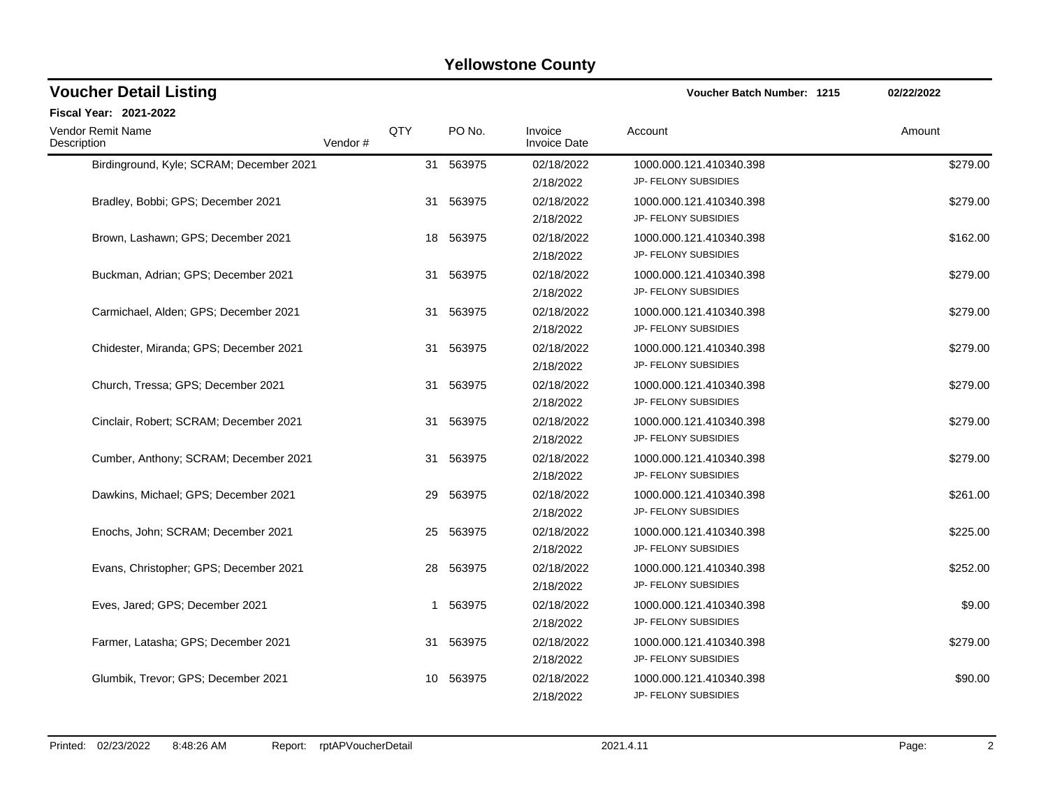# Yellowstone County

## Voucher Detail Listing

**Voucher Batch Number: 1215** **02/22/2022**

**Fiscal Year: 2021-2022**

| Vendor Remit Name Description | Vendor # | QTY | PO No. | Invoice Invoice Date | Account | Amount |
|---|---|---|---|---|---|---|
| Birdinground, Kyle; SCRAM; December 2021 | | 31 | 563975 | 02/18/2022 2/18/2022 | 1000.000.121.410340.398 JP- FELONY SUBSIDIES | $279.00 |
| Bradley, Bobbi; GPS; December 2021 | | 31 | 563975 | 02/18/2022 2/18/2022 | 1000.000.121.410340.398 JP- FELONY SUBSIDIES | $279.00 |
| Brown, Lashawn; GPS; December 2021 | | 18 | 563975 | 02/18/2022 2/18/2022 | 1000.000.121.410340.398 JP- FELONY SUBSIDIES | $162.00 |
| Buckman, Adrian; GPS; December 2021 | | 31 | 563975 | 02/18/2022 2/18/2022 | 1000.000.121.410340.398 JP- FELONY SUBSIDIES | $279.00 |
| Carmichael, Alden; GPS; December 2021 | | 31 | 563975 | 02/18/2022 2/18/2022 | 1000.000.121.410340.398 JP- FELONY SUBSIDIES | $279.00 |
| Chidester, Miranda; GPS; December 2021 | | 31 | 563975 | 02/18/2022 2/18/2022 | 1000.000.121.410340.398 JP- FELONY SUBSIDIES | $279.00 |
| Church, Tressa; GPS; December 2021 | | 31 | 563975 | 02/18/2022 2/18/2022 | 1000.000.121.410340.398 JP- FELONY SUBSIDIES | $279.00 |
| Cinclair, Robert; SCRAM; December 2021 | | 31 | 563975 | 02/18/2022 2/18/2022 | 1000.000.121.410340.398 JP- FELONY SUBSIDIES | $279.00 |
| Cumber, Anthony; SCRAM; December 2021 | | 31 | 563975 | 02/18/2022 2/18/2022 | 1000.000.121.410340.398 JP- FELONY SUBSIDIES | $279.00 |
| Dawkins, Michael; GPS; December 2021 | | 29 | 563975 | 02/18/2022 2/18/2022 | 1000.000.121.410340.398 JP- FELONY SUBSIDIES | $261.00 |
| Enochs, John; SCRAM; December 2021 | | 25 | 563975 | 02/18/2022 2/18/2022 | 1000.000.121.410340.398 JP- FELONY SUBSIDIES | $225.00 |
| Evans, Christopher; GPS; December 2021 | | 28 | 563975 | 02/18/2022 2/18/2022 | 1000.000.121.410340.398 JP- FELONY SUBSIDIES | $252.00 |
| Eves, Jared; GPS; December 2021 | | 1 | 563975 | 02/18/2022 2/18/2022 | 1000.000.121.410340.398 JP- FELONY SUBSIDIES | $9.00 |
| Farmer, Latasha; GPS; December 2021 | | 31 | 563975 | 02/18/2022 2/18/2022 | 1000.000.121.410340.398 JP- FELONY SUBSIDIES | $279.00 |
| Glumbik, Trevor; GPS; December 2021 | | 10 | 563975 | 02/18/2022 2/18/2022 | 1000.000.121.410340.398 JP- FELONY SUBSIDIES | $90.00 |

Printed: 02/23/2022 8:48:26 AM Report: rptAPVoucherDetail 2021.4.11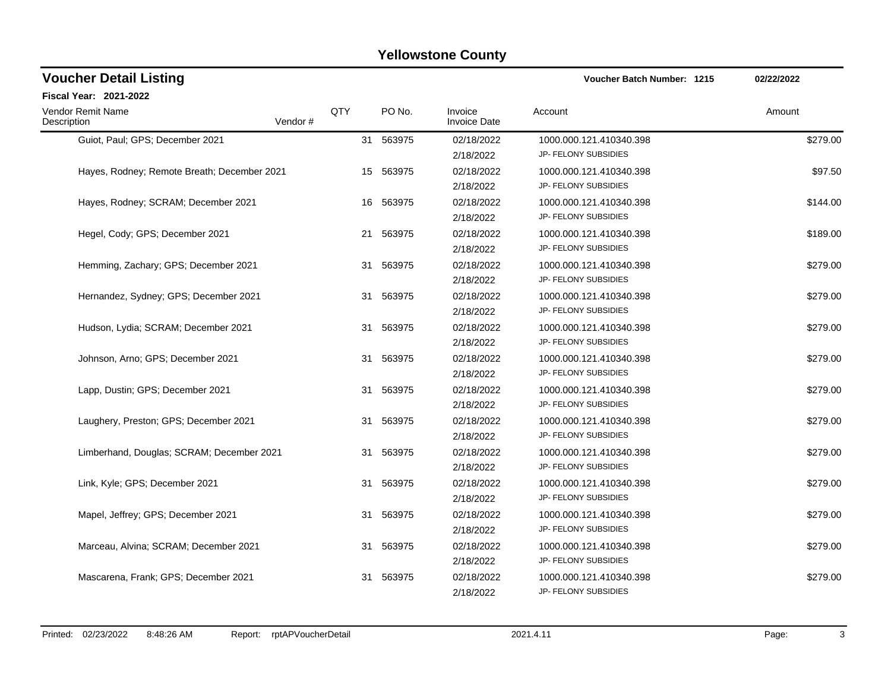# Yellowstone County

## Voucher Detail Listing

**Voucher Batch Number: 1215** 02/22/2022

**Fiscal Year: 2021-2022**

| Vendor Remit Name / Description | Vendor # | QTY | PO No. | Invoice / Invoice Date | Account | Amount |
|---|---|---|---|---|---|---|
| Guiot, Paul; GPS; December 2021 | | 31 | 563975 | 02/18/2022<br>2/18/2022 | 1000.000.121.410340.398<br>JP- FELONY SUBSIDIES | $279.00 |
| Hayes, Rodney; Remote Breath; December 2021 | | 15 | 563975 | 02/18/2022<br>2/18/2022 | 1000.000.121.410340.398<br>JP- FELONY SUBSIDIES | $97.50 |
| Hayes, Rodney; SCRAM; December 2021 | | 16 | 563975 | 02/18/2022<br>2/18/2022 | 1000.000.121.410340.398<br>JP- FELONY SUBSIDIES | $144.00 |
| Hegel, Cody; GPS; December 2021 | | 21 | 563975 | 02/18/2022<br>2/18/2022 | 1000.000.121.410340.398<br>JP- FELONY SUBSIDIES | $189.00 |
| Hemming, Zachary; GPS; December 2021 | | 31 | 563975 | 02/18/2022<br>2/18/2022 | 1000.000.121.410340.398<br>JP- FELONY SUBSIDIES | $279.00 |
| Hernandez, Sydney; GPS; December 2021 | | 31 | 563975 | 02/18/2022<br>2/18/2022 | 1000.000.121.410340.398<br>JP- FELONY SUBSIDIES | $279.00 |
| Hudson, Lydia; SCRAM; December 2021 | | 31 | 563975 | 02/18/2022<br>2/18/2022 | 1000.000.121.410340.398<br>JP- FELONY SUBSIDIES | $279.00 |
| Johnson, Arno; GPS; December 2021 | | 31 | 563975 | 02/18/2022<br>2/18/2022 | 1000.000.121.410340.398<br>JP- FELONY SUBSIDIES | $279.00 |
| Lapp, Dustin; GPS; December 2021 | | 31 | 563975 | 02/18/2022<br>2/18/2022 | 1000.000.121.410340.398<br>JP- FELONY SUBSIDIES | $279.00 |
| Laughery, Preston; GPS; December 2021 | | 31 | 563975 | 02/18/2022<br>2/18/2022 | 1000.000.121.410340.398<br>JP- FELONY SUBSIDIES | $279.00 |
| Limberhand, Douglas; SCRAM; December 2021 | | 31 | 563975 | 02/18/2022<br>2/18/2022 | 1000.000.121.410340.398<br>JP- FELONY SUBSIDIES | $279.00 |
| Link, Kyle; GPS; December 2021 | | 31 | 563975 | 02/18/2022<br>2/18/2022 | 1000.000.121.410340.398<br>JP- FELONY SUBSIDIES | $279.00 |
| Mapel, Jeffrey; GPS; December 2021 | | 31 | 563975 | 02/18/2022<br>2/18/2022 | 1000.000.121.410340.398<br>JP- FELONY SUBSIDIES | $279.00 |
| Marceau, Alvina; SCRAM; December 2021 | | 31 | 563975 | 02/18/2022<br>2/18/2022 | 1000.000.121.410340.398<br>JP- FELONY SUBSIDIES | $279.00 |
| Mascarena, Frank; GPS; December 2021 | | 31 | 563975 | 02/18/2022<br>2/18/2022 | 1000.000.121.410340.398<br>JP- FELONY SUBSIDIES | $279.00 |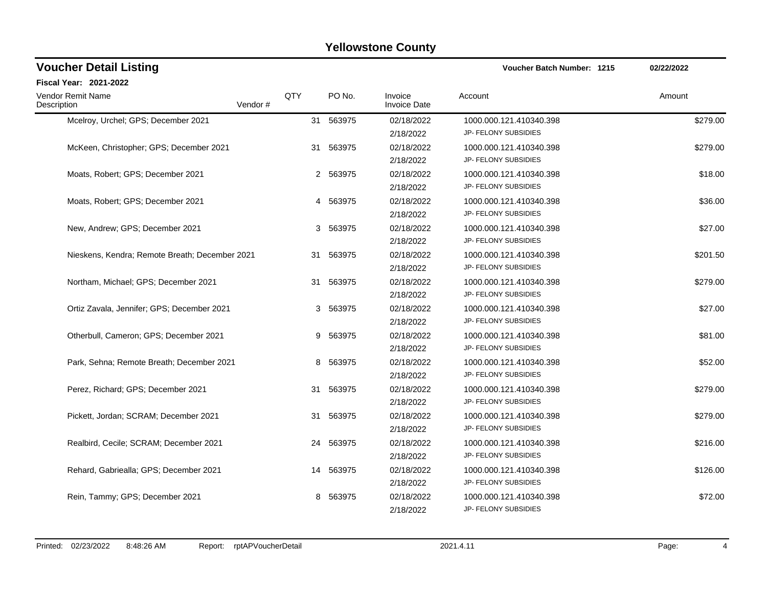# Yellowstone County

## Voucher Detail Listing

**Voucher Batch Number: 1215** **02/22/2022**

**Fiscal Year: 2021-2022**

| Vendor Remit Name / Description | Vendor # | QTY | PO No. | Invoice / Invoice Date | Account | Amount |
|---|---|---|---|---|---|---|
| Mcelroy, Urchel; GPS; December 2021 | | 31 | 563975 | 02/18/2022 / 2/18/2022 | 1000.000.121.410340.398 / JP- FELONY SUBSIDIES | $279.00 |
| McKeen, Christopher; GPS; December 2021 | | 31 | 563975 | 02/18/2022 / 2/18/2022 | 1000.000.121.410340.398 / JP- FELONY SUBSIDIES | $279.00 |
| Moats, Robert; GPS; December 2021 | | 2 | 563975 | 02/18/2022 / 2/18/2022 | 1000.000.121.410340.398 / JP- FELONY SUBSIDIES | $18.00 |
| Moats, Robert; GPS; December 2021 | | 4 | 563975 | 02/18/2022 / 2/18/2022 | 1000.000.121.410340.398 / JP- FELONY SUBSIDIES | $36.00 |
| New, Andrew; GPS; December 2021 | | 3 | 563975 | 02/18/2022 / 2/18/2022 | 1000.000.121.410340.398 / JP- FELONY SUBSIDIES | $27.00 |
| Nieskens, Kendra; Remote Breath; December 2021 | | 31 | 563975 | 02/18/2022 / 2/18/2022 | 1000.000.121.410340.398 / JP- FELONY SUBSIDIES | $201.50 |
| Northam, Michael; GPS; December 2021 | | 31 | 563975 | 02/18/2022 / 2/18/2022 | 1000.000.121.410340.398 / JP- FELONY SUBSIDIES | $279.00 |
| Ortiz Zavala, Jennifer; GPS; December 2021 | | 3 | 563975 | 02/18/2022 / 2/18/2022 | 1000.000.121.410340.398 / JP- FELONY SUBSIDIES | $27.00 |
| Otherbull, Cameron; GPS; December 2021 | | 9 | 563975 | 02/18/2022 / 2/18/2022 | 1000.000.121.410340.398 / JP- FELONY SUBSIDIES | $81.00 |
| Park, Sehna; Remote Breath; December 2021 | | 8 | 563975 | 02/18/2022 / 2/18/2022 | 1000.000.121.410340.398 / JP- FELONY SUBSIDIES | $52.00 |
| Perez, Richard; GPS; December 2021 | | 31 | 563975 | 02/18/2022 / 2/18/2022 | 1000.000.121.410340.398 / JP- FELONY SUBSIDIES | $279.00 |
| Pickett, Jordan; SCRAM; December 2021 | | 31 | 563975 | 02/18/2022 / 2/18/2022 | 1000.000.121.410340.398 / JP- FELONY SUBSIDIES | $279.00 |
| Realbird, Cecile; SCRAM; December 2021 | | 24 | 563975 | 02/18/2022 / 2/18/2022 | 1000.000.121.410340.398 / JP- FELONY SUBSIDIES | $216.00 |
| Rehard, Gabriealla; GPS; December 2021 | | 14 | 563975 | 02/18/2022 / 2/18/2022 | 1000.000.121.410340.398 / JP- FELONY SUBSIDIES | $126.00 |
| Rein, Tammy; GPS; December 2021 | | 8 | 563975 | 02/18/2022 / 2/18/2022 | 1000.000.121.410340.398 / JP- FELONY SUBSIDIES | $72.00 |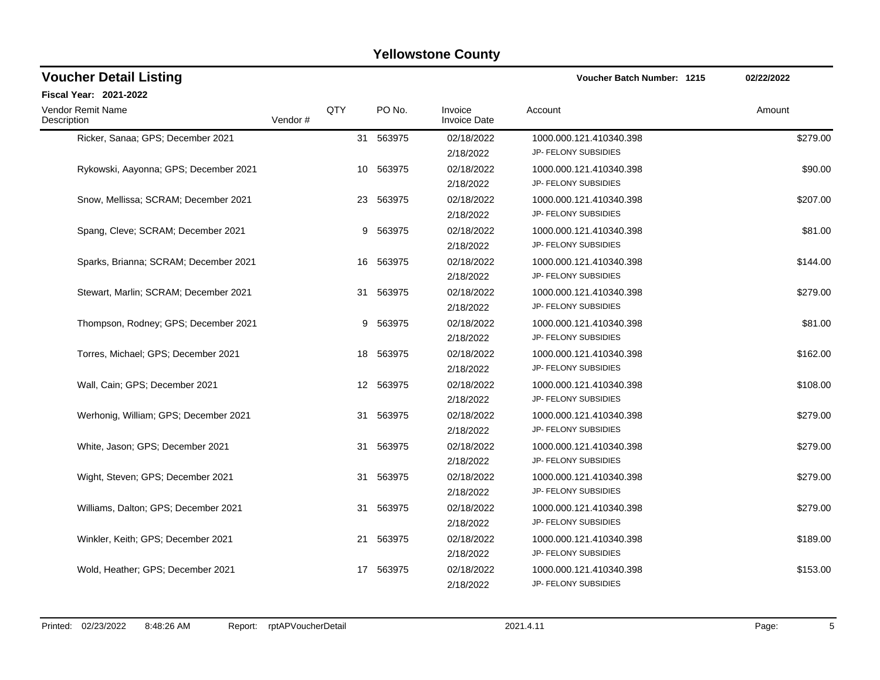## Yellowstone County

### Voucher Detail Listing

**Voucher Batch Number: 1215** | **02/22/2022**

**Fiscal Year: 2021-2022**

| Vendor Remit Name / Description | Vendor # | QTY | PO No. | Invoice / Invoice Date | Account | Amount |
|---|---|---|---|---|---|---|
| Ricker, Sanaa; GPS; December 2021 | | 31 | 563975 | 02/18/2022<br>2/18/2022 | 1000.000.121.410340.398<br>JP- FELONY SUBSIDIES | $279.00 |
| Rykowski, Aayonna; GPS; December 2021 | | 10 | 563975 | 02/18/2022<br>2/18/2022 | 1000.000.121.410340.398<br>JP- FELONY SUBSIDIES | $90.00 |
| Snow, Mellissa; SCRAM; December 2021 | | 23 | 563975 | 02/18/2022<br>2/18/2022 | 1000.000.121.410340.398<br>JP- FELONY SUBSIDIES | $207.00 |
| Spang, Cleve; SCRAM; December 2021 | | 9 | 563975 | 02/18/2022<br>2/18/2022 | 1000.000.121.410340.398<br>JP- FELONY SUBSIDIES | $81.00 |
| Sparks, Brianna; SCRAM; December 2021 | | 16 | 563975 | 02/18/2022<br>2/18/2022 | 1000.000.121.410340.398<br>JP- FELONY SUBSIDIES | $144.00 |
| Stewart, Marlin; SCRAM; December 2021 | | 31 | 563975 | 02/18/2022<br>2/18/2022 | 1000.000.121.410340.398<br>JP- FELONY SUBSIDIES | $279.00 |
| Thompson, Rodney; GPS; December 2021 | | 9 | 563975 | 02/18/2022<br>2/18/2022 | 1000.000.121.410340.398<br>JP- FELONY SUBSIDIES | $81.00 |
| Torres, Michael; GPS; December 2021 | | 18 | 563975 | 02/18/2022<br>2/18/2022 | 1000.000.121.410340.398<br>JP- FELONY SUBSIDIES | $162.00 |
| Wall, Cain; GPS; December 2021 | | 12 | 563975 | 02/18/2022<br>2/18/2022 | 1000.000.121.410340.398<br>JP- FELONY SUBSIDIES | $108.00 |
| Werhonig, William; GPS; December 2021 | | 31 | 563975 | 02/18/2022<br>2/18/2022 | 1000.000.121.410340.398<br>JP- FELONY SUBSIDIES | $279.00 |
| White, Jason; GPS; December 2021 | | 31 | 563975 | 02/18/2022<br>2/18/2022 | 1000.000.121.410340.398<br>JP- FELONY SUBSIDIES | $279.00 |
| Wight, Steven; GPS; December 2021 | | 31 | 563975 | 02/18/2022<br>2/18/2022 | 1000.000.121.410340.398<br>JP- FELONY SUBSIDIES | $279.00 |
| Williams, Dalton; GPS; December 2021 | | 31 | 563975 | 02/18/2022<br>2/18/2022 | 1000.000.121.410340.398<br>JP- FELONY SUBSIDIES | $279.00 |
| Winkler, Keith; GPS; December 2021 | | 21 | 563975 | 02/18/2022<br>2/18/2022 | 1000.000.121.410340.398<br>JP- FELONY SUBSIDIES | $189.00 |
| Wold, Heather; GPS; December 2021 | | 17 | 563975 | 02/18/2022<br>2/18/2022 | 1000.000.121.410340.398<br>JP- FELONY SUBSIDIES | $153.00 |

Printed: 02/23/2022 8:48:26 AM Report: rptAPVoucherDetail 2021.4.11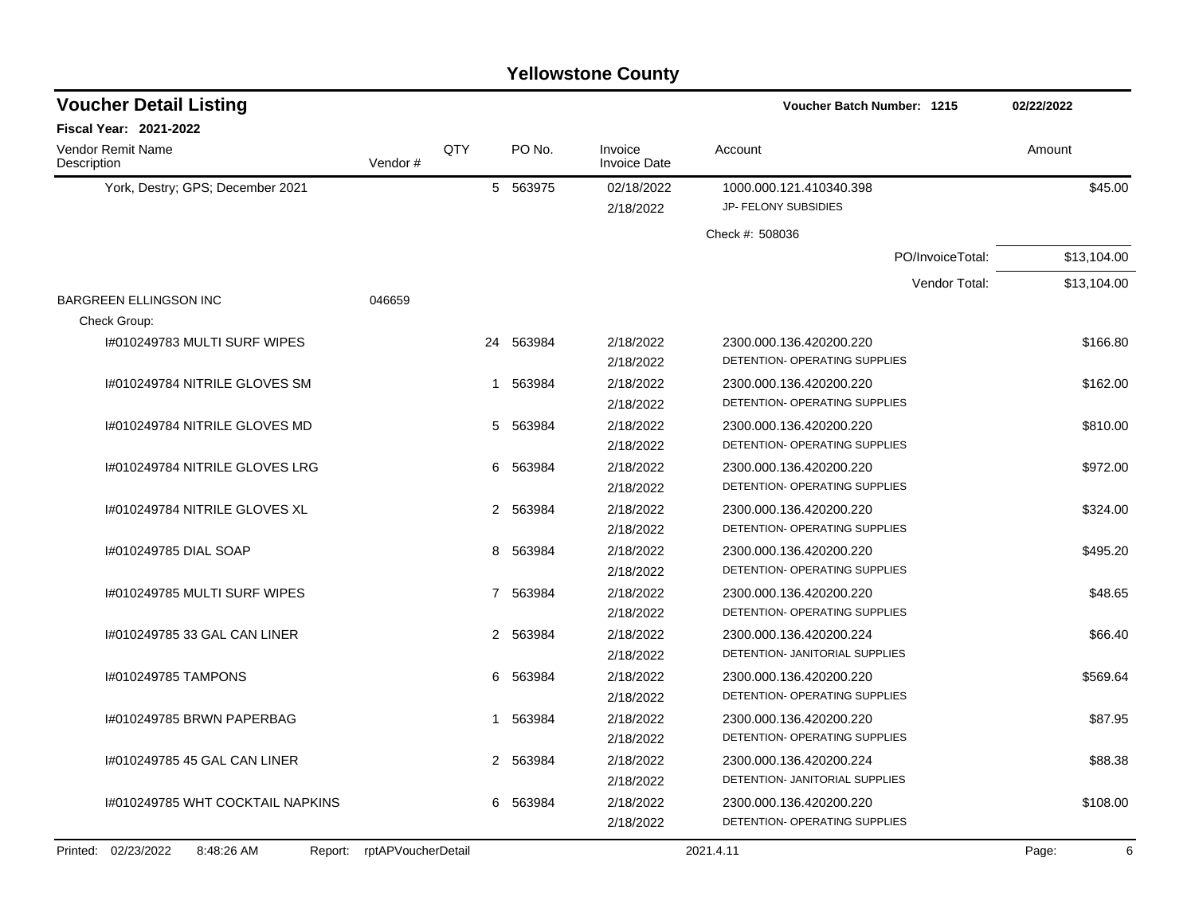## Yellowstone County

### Voucher Detail Listing

**Voucher Batch Number: 1215** — 02/22/2022

**Fiscal Year: 2021-2022**

| Vendor Remit Name / Description | Vendor # | QTY | PO No. | Invoice / Invoice Date | Account | Amount |
|---|---|---|---|---|---|---|
| York, Destry; GPS; December 2021 | | 5 | 563975 | 02/18/2022<br>2/18/2022 | 1000.000.121.410340.398<br>JP- FELONY SUBSIDIES | $45.00 |
| | | | | | Check #: 508036 | |
| | | | | | PO/InvoiceTotal: | $13,104.00 |
| | | | | | Vendor Total: | $13,104.00 |
| BARGREEN ELLINGSON INC | 046659 | | | | | |
| Check Group: | | | | | | |
| I#010249783 MULTI SURF WIPES | | 24 | 563984 | 2/18/2022<br>2/18/2022 | 2300.000.136.420200.220<br>DETENTION- OPERATING SUPPLIES | $166.80 |
| I#010249784 NITRILE GLOVES SM | | 1 | 563984 | 2/18/2022<br>2/18/2022 | 2300.000.136.420200.220<br>DETENTION- OPERATING SUPPLIES | $162.00 |
| I#010249784 NITRILE GLOVES MD | | 5 | 563984 | 2/18/2022<br>2/18/2022 | 2300.000.136.420200.220<br>DETENTION- OPERATING SUPPLIES | $810.00 |
| I#010249784 NITRILE GLOVES LRG | | 6 | 563984 | 2/18/2022<br>2/18/2022 | 2300.000.136.420200.220<br>DETENTION- OPERATING SUPPLIES | $972.00 |
| I#010249784 NITRILE GLOVES XL | | 2 | 563984 | 2/18/2022<br>2/18/2022 | 2300.000.136.420200.220<br>DETENTION- OPERATING SUPPLIES | $324.00 |
| I#010249785 DIAL SOAP | | 8 | 563984 | 2/18/2022<br>2/18/2022 | 2300.000.136.420200.220<br>DETENTION- OPERATING SUPPLIES | $495.20 |
| I#010249785 MULTI SURF WIPES | | 7 | 563984 | 2/18/2022<br>2/18/2022 | 2300.000.136.420200.220<br>DETENTION- OPERATING SUPPLIES | $48.65 |
| I#010249785 33 GAL CAN LINER | | 2 | 563984 | 2/18/2022<br>2/18/2022 | 2300.000.136.420200.224<br>DETENTION- JANITORIAL SUPPLIES | $66.40 |
| I#010249785 TAMPONS | | 6 | 563984 | 2/18/2022<br>2/18/2022 | 2300.000.136.420200.220<br>DETENTION- OPERATING SUPPLIES | $569.64 |
| I#010249785 BRWN PAPERBAG | | 1 | 563984 | 2/18/2022<br>2/18/2022 | 2300.000.136.420200.220<br>DETENTION- OPERATING SUPPLIES | $87.95 |
| I#010249785 45 GAL CAN LINER | | 2 | 563984 | 2/18/2022<br>2/18/2022 | 2300.000.136.420200.224<br>DETENTION- JANITORIAL SUPPLIES | $88.38 |
| I#010249785 WHT COCKTAIL NAPKINS | | 6 | 563984 | 2/18/2022<br>2/18/2022 | 2300.000.136.420200.220<br>DETENTION- OPERATING SUPPLIES | $108.00 |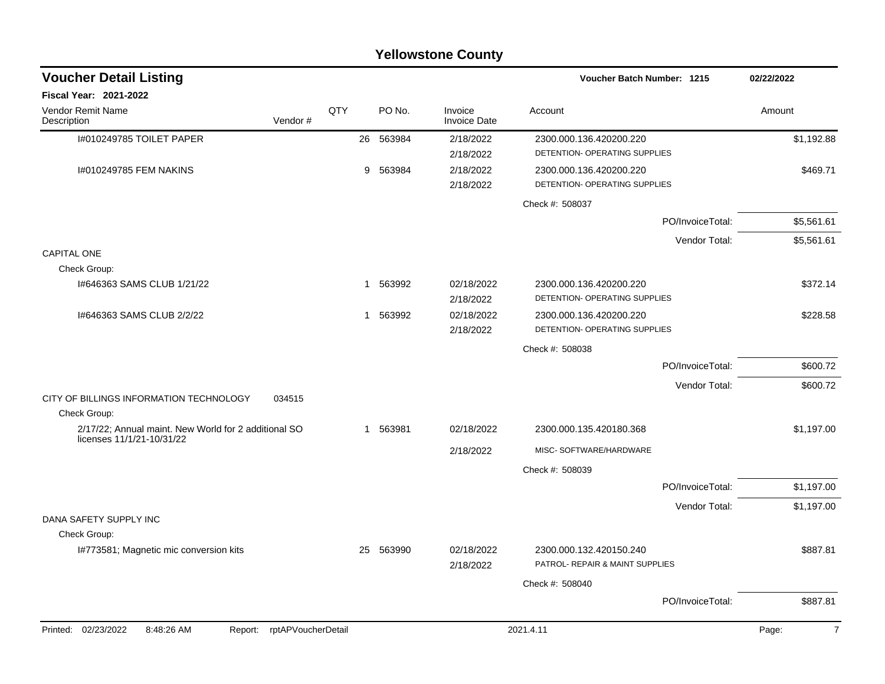# Yellowstone County

## Voucher Detail Listing

**Voucher Batch Number: 1215** 02/22/2022

**Fiscal Year: 2021-2022**

| Vendor Remit Name / Description | Vendor # | QTY | PO No. | Invoice / Invoice Date | Account | Amount |
|---|---|---|---|---|---|---|
| I#010249785 TOILET PAPER | | 26 | 563984 | 2/18/2022 / 2/18/2022 | 2300.000.136.420200.220 DETENTION- OPERATING SUPPLIES | $1,192.88 |
| I#010249785 FEM NAKINS | | 9 | 563984 | 2/18/2022 / 2/18/2022 | 2300.000.136.420200.220 DETENTION- OPERATING SUPPLIES | $469.71 |
| | | | | | Check #: 508037 | |
| | | | | | PO/InvoiceTotal: | $5,561.61 |
| | | | | | Vendor Total: | $5,561.61 |
| CAPITAL ONE | | | | | | |
| Check Group: | | | | | | |
| I#646363 SAMS CLUB 1/21/22 | | 1 | 563992 | 02/18/2022 / 2/18/2022 | 2300.000.136.420200.220 DETENTION- OPERATING SUPPLIES | $372.14 |
| I#646363 SAMS CLUB 2/2/22 | | 1 | 563992 | 02/18/2022 / 2/18/2022 | 2300.000.136.420200.220 DETENTION- OPERATING SUPPLIES | $228.58 |
| | | | | | Check #: 508038 | |
| | | | | | PO/InvoiceTotal: | $600.72 |
| | | | | | Vendor Total: | $600.72 |
| CITY OF BILLINGS INFORMATION TECHNOLOGY | 034515 | | | | | |
| Check Group: | | | | | | |
| 2/17/22; Annual maint. New World for 2 additional SO licenses 11/1/21-10/31/22 | | 1 | 563981 | 02/18/2022 / 2/18/2022 | 2300.000.135.420180.368 MISC- SOFTWARE/HARDWARE | $1,197.00 |
| | | | | | Check #: 508039 | |
| | | | | | PO/InvoiceTotal: | $1,197.00 |
| | | | | | Vendor Total: | $1,197.00 |
| DANA SAFETY SUPPLY INC | | | | | | |
| Check Group: | | | | | | |
| I#773581; Magnetic mic conversion kits | | 25 | 563990 | 02/18/2022 / 2/18/2022 | 2300.000.132.420150.240 PATROL- REPAIR & MAINT SUPPLIES | $887.81 |
| | | | | | Check #: 508040 | |
| | | | | | PO/InvoiceTotal: | $887.81 |

Printed: 02/23/2022 8:48:26 AM Report: rptAPVoucherDetail 2021.4.11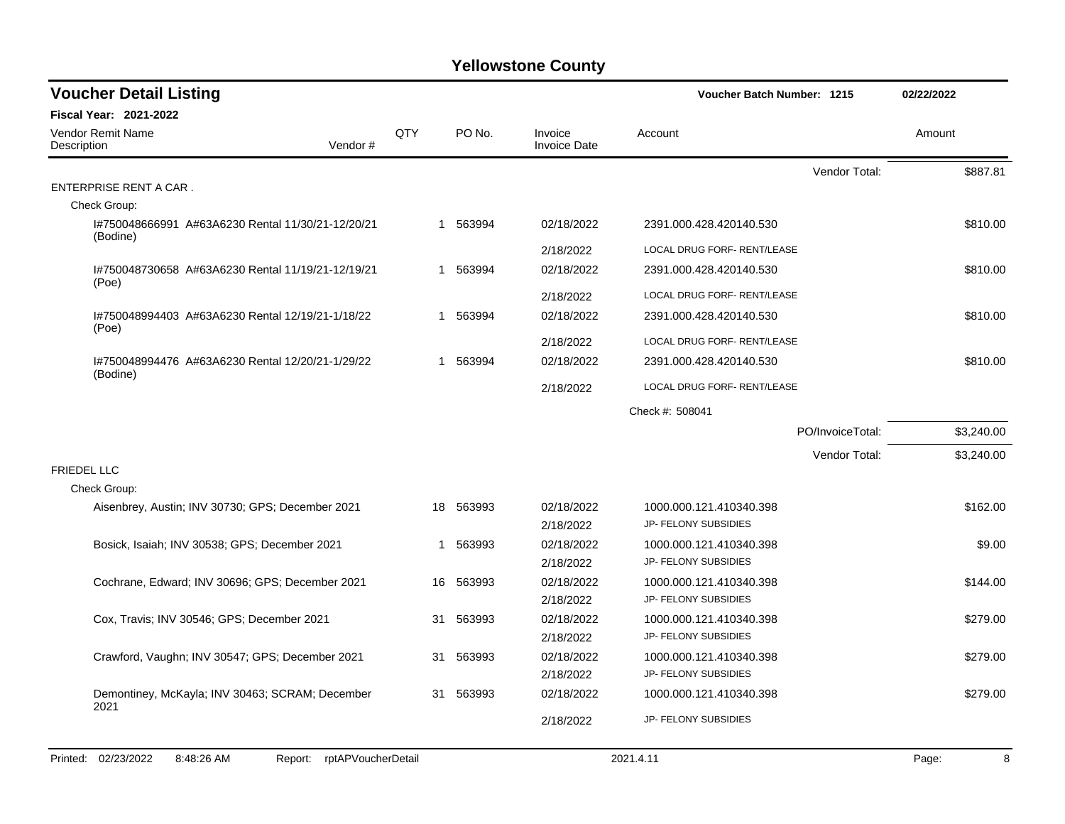# Yellowstone County

## Voucher Detail Listing

**Voucher Batch Number: 1215** — 02/22/2022

**Fiscal Year: 2021-2022**

| Vendor Remit Name / Description | Vendor # | QTY | PO No. | Invoice / Invoice Date | Account | Amount |
|---|---|---|---|---|---|---|
| | | | | | Vendor Total: | $887.81 |
| ENTERPRISE RENT A CAR . | | | | | | |
| Check Group: | | | | | | |
| I#750048666991 A#63A6230 Rental 11/30/21-12/20/21 (Bodine) | | 1 | 563994 | 02/18/2022 | 2391.000.428.420140.530 | $810.00 |
| | | | | 2/18/2022 | LOCAL DRUG FORF- RENT/LEASE | |
| I#750048730658 A#63A6230 Rental 11/19/21-12/19/21 (Poe) | | 1 | 563994 | 02/18/2022 | 2391.000.428.420140.530 | $810.00 |
| | | | | 2/18/2022 | LOCAL DRUG FORF- RENT/LEASE | |
| I#750048994403 A#63A6230 Rental 12/19/21-1/18/22 (Poe) | | 1 | 563994 | 02/18/2022 | 2391.000.428.420140.530 | $810.00 |
| | | | | 2/18/2022 | LOCAL DRUG FORF- RENT/LEASE | |
| I#750048994476 A#63A6230 Rental 12/20/21-1/29/22 (Bodine) | | 1 | 563994 | 02/18/2022 | 2391.000.428.420140.530 | $810.00 |
| | | | | 2/18/2022 | LOCAL DRUG FORF- RENT/LEASE | |
| | | | | | Check #: 508041 | |
| | | | | | PO/InvoiceTotal: | $3,240.00 |
| | | | | | Vendor Total: | $3,240.00 |
| FRIEDEL LLC | | | | | | |
| Check Group: | | | | | | |
| Aisenbrey, Austin; INV 30730; GPS; December 2021 | | 18 | 563993 | 02/18/2022 | 1000.000.121.410340.398 | $162.00 |
| | | | | 2/18/2022 | JP- FELONY SUBSIDIES | |
| Bosick, Isaiah; INV 30538; GPS; December 2021 | | 1 | 563993 | 02/18/2022 | 1000.000.121.410340.398 | $9.00 |
| | | | | 2/18/2022 | JP- FELONY SUBSIDIES | |
| Cochrane, Edward; INV 30696; GPS; December 2021 | | 16 | 563993 | 02/18/2022 | 1000.000.121.410340.398 | $144.00 |
| | | | | 2/18/2022 | JP- FELONY SUBSIDIES | |
| Cox, Travis; INV 30546; GPS; December 2021 | | 31 | 563993 | 02/18/2022 | 1000.000.121.410340.398 | $279.00 |
| | | | | 2/18/2022 | JP- FELONY SUBSIDIES | |
| Crawford, Vaughn; INV 30547; GPS; December 2021 | | 31 | 563993 | 02/18/2022 | 1000.000.121.410340.398 | $279.00 |
| | | | | 2/18/2022 | JP- FELONY SUBSIDIES | |
| Demontiney, McKayla; INV 30463; SCRAM; December 2021 | | 31 | 563993 | 02/18/2022 | 1000.000.121.410340.398 | $279.00 |
| | | | | 2/18/2022 | JP- FELONY SUBSIDIES | |

Printed: 02/23/2022 8:48:26 AM Report: rptAPVoucherDetail 2021.4.11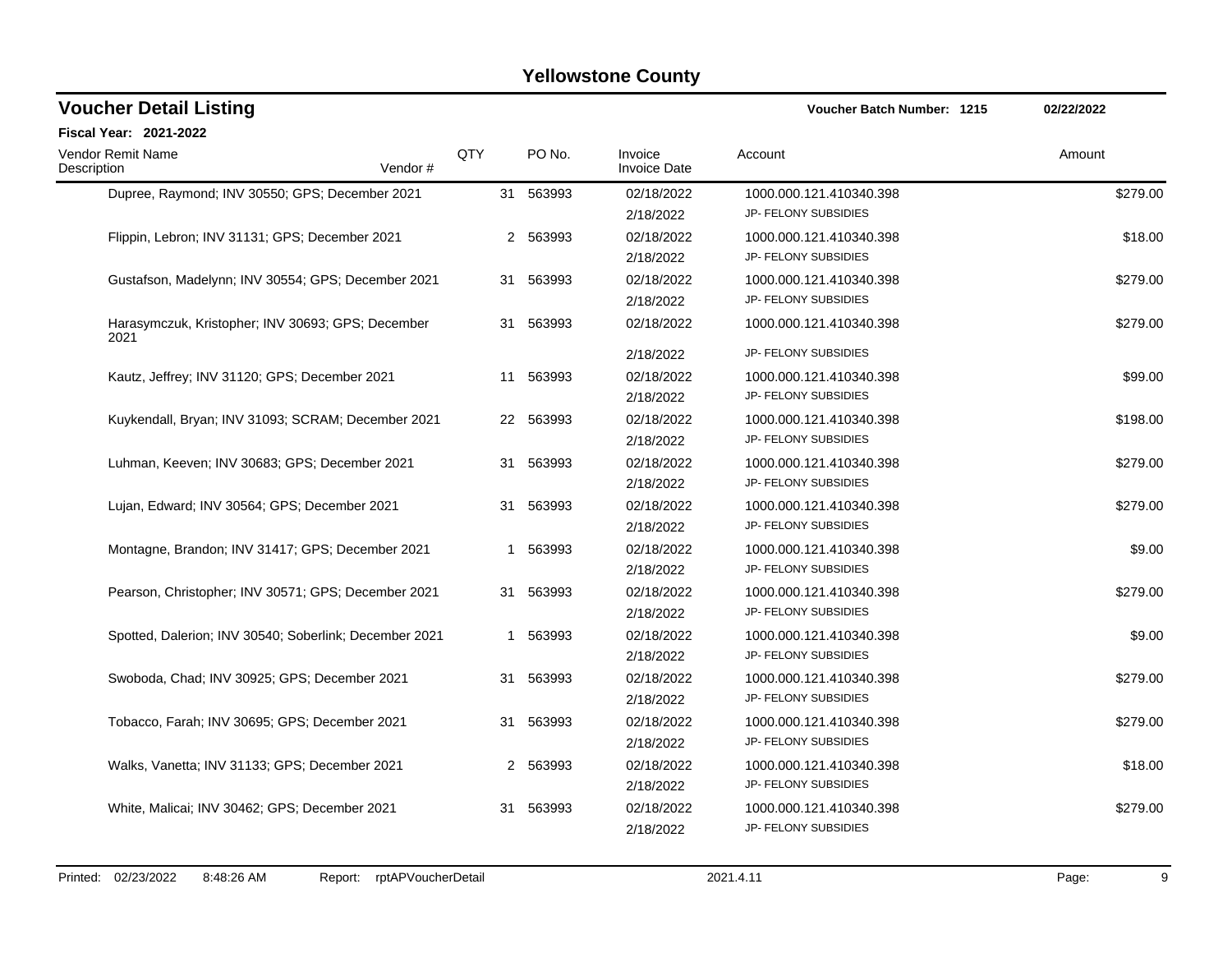# Yellowstone County

## Voucher Detail Listing

**Voucher Batch Number: 1215** 02/22/2022

**Fiscal Year: 2021-2022**

| Vendor Remit Name / Description | Vendor # | QTY | PO No. | Invoice / Invoice Date | Account | Amount |
|---|---|---|---|---|---|---|
| Dupree, Raymond; INV 30550; GPS; December 2021 | | 31 | 563993 | 02/18/2022<br>2/18/2022 | 1000.000.121.410340.398<br>JP- FELONY SUBSIDIES | $279.00 |
| Flippin, Lebron; INV 31131; GPS; December 2021 | | 2 | 563993 | 02/18/2022<br>2/18/2022 | 1000.000.121.410340.398<br>JP- FELONY SUBSIDIES | $18.00 |
| Gustafson, Madelynn; INV 30554; GPS; December 2021 | | 31 | 563993 | 02/18/2022<br>2/18/2022 | 1000.000.121.410340.398<br>JP- FELONY SUBSIDIES | $279.00 |
| Harasymczuk, Kristopher; INV 30693; GPS; December 2021 | | 31 | 563993 | 02/18/2022<br>2/18/2022 | 1000.000.121.410340.398<br>JP- FELONY SUBSIDIES | $279.00 |
| Kautz, Jeffrey; INV 31120; GPS; December 2021 | | 11 | 563993 | 02/18/2022<br>2/18/2022 | 1000.000.121.410340.398<br>JP- FELONY SUBSIDIES | $99.00 |
| Kuykendall, Bryan; INV 31093; SCRAM; December 2021 | | 22 | 563993 | 02/18/2022<br>2/18/2022 | 1000.000.121.410340.398<br>JP- FELONY SUBSIDIES | $198.00 |
| Luhman, Keeven; INV 30683; GPS; December 2021 | | 31 | 563993 | 02/18/2022<br>2/18/2022 | 1000.000.121.410340.398<br>JP- FELONY SUBSIDIES | $279.00 |
| Lujan, Edward; INV 30564; GPS; December 2021 | | 31 | 563993 | 02/18/2022<br>2/18/2022 | 1000.000.121.410340.398<br>JP- FELONY SUBSIDIES | $279.00 |
| Montagne, Brandon; INV 31417; GPS; December 2021 | | 1 | 563993 | 02/18/2022<br>2/18/2022 | 1000.000.121.410340.398<br>JP- FELONY SUBSIDIES | $9.00 |
| Pearson, Christopher; INV 30571; GPS; December 2021 | | 31 | 563993 | 02/18/2022<br>2/18/2022 | 1000.000.121.410340.398<br>JP- FELONY SUBSIDIES | $279.00 |
| Spotted, Dalerion; INV 30540; Soberlink; December 2021 | | 1 | 563993 | 02/18/2022<br>2/18/2022 | 1000.000.121.410340.398<br>JP- FELONY SUBSIDIES | $9.00 |
| Swoboda, Chad; INV 30925; GPS; December 2021 | | 31 | 563993 | 02/18/2022<br>2/18/2022 | 1000.000.121.410340.398<br>JP- FELONY SUBSIDIES | $279.00 |
| Tobacco, Farah; INV 30695; GPS; December 2021 | | 31 | 563993 | 02/18/2022<br>2/18/2022 | 1000.000.121.410340.398<br>JP- FELONY SUBSIDIES | $279.00 |
| Walks, Vanetta; INV 31133; GPS; December 2021 | | 2 | 563993 | 02/18/2022<br>2/18/2022 | 1000.000.121.410340.398<br>JP- FELONY SUBSIDIES | $18.00 |
| White, Malicai; INV 30462; GPS; December 2021 | | 31 | 563993 | 02/18/2022<br>2/18/2022 | 1000.000.121.410340.398<br>JP- FELONY SUBSIDIES | $279.00 |

Printed: 02/23/2022 8:48:26 AM Report: rptAPVoucherDetail 2021.4.11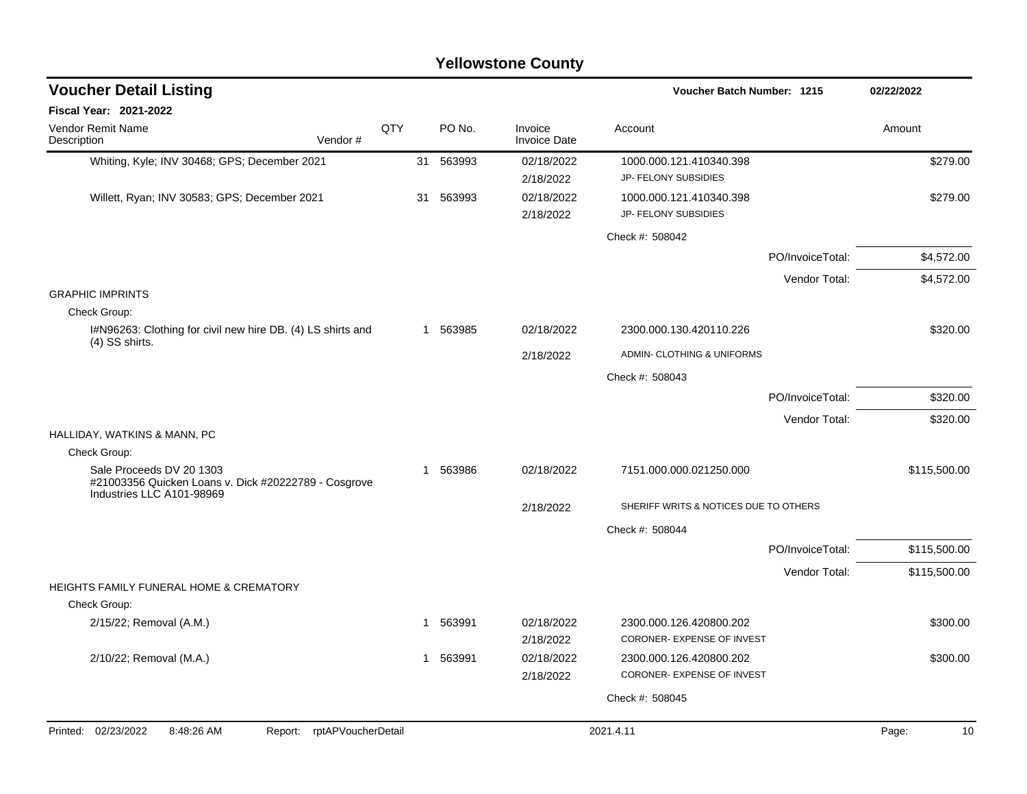# Yellowstone County

## Voucher Detail Listing

**Voucher Batch Number: 1215** 02/22/2022

**Fiscal Year: 2021-2022**

| Vendor Remit Name / Description | Vendor # | QTY | PO No. | Invoice / Invoice Date | Account | Amount |
|---|---|---|---|---|---|---|
| Whiting, Kyle; INV 30468; GPS; December 2021 | | 31 | 563993 | 02/18/2022 / 2/18/2022 | 1000.000.121.410340.398 JP- FELONY SUBSIDIES | $279.00 |
| Willett, Ryan; INV 30583; GPS; December 2021 | | 31 | 563993 | 02/18/2022 / 2/18/2022 | 1000.000.121.410340.398 JP- FELONY SUBSIDIES | $279.00 |
| | | | | | Check #: 508042 | |
| | | | | | PO/InvoiceTotal: | $4,572.00 |
| | | | | | Vendor Total: | $4,572.00 |
| GRAPHIC IMPRINTS | | | | | | |
| Check Group: | | | | | | |
| I#N96263: Clothing for civil new hire DB. (4) LS shirts and (4) SS shirts. | | 1 | 563985 | 02/18/2022 / 2/18/2022 | 2300.000.130.420110.226 ADMIN- CLOTHING & UNIFORMS | $320.00 |
| | | | | | Check #: 508043 | |
| | | | | | PO/InvoiceTotal: | $320.00 |
| | | | | | Vendor Total: | $320.00 |
| HALLIDAY, WATKINS & MANN, PC | | | | | | |
| Check Group: | | | | | | |
| Sale Proceeds DV 20 1303 #21003356 Quicken Loans v. Dick #20222789 - Cosgrove Industries LLC A101-98969 | | 1 | 563986 | 02/18/2022 / 2/18/2022 | 7151.000.000.021250.000 SHERIFF WRITS & NOTICES DUE TO OTHERS | $115,500.00 |
| | | | | | Check #: 508044 | |
| | | | | | PO/InvoiceTotal: | $115,500.00 |
| | | | | | Vendor Total: | $115,500.00 |
| HEIGHTS FAMILY FUNERAL HOME & CREMATORY | | | | | | |
| Check Group: | | | | | | |
| 2/15/22; Removal (A.M.) | | 1 | 563991 | 02/18/2022 / 2/18/2022 | 2300.000.126.420800.202 CORONER- EXPENSE OF INVEST | $300.00 |
| 2/10/22; Removal (M.A.) | | 1 | 563991 | 02/18/2022 / 2/18/2022 | 2300.000.126.420800.202 CORONER- EXPENSE OF INVEST | $300.00 |
| | | | | | Check #: 508045 | |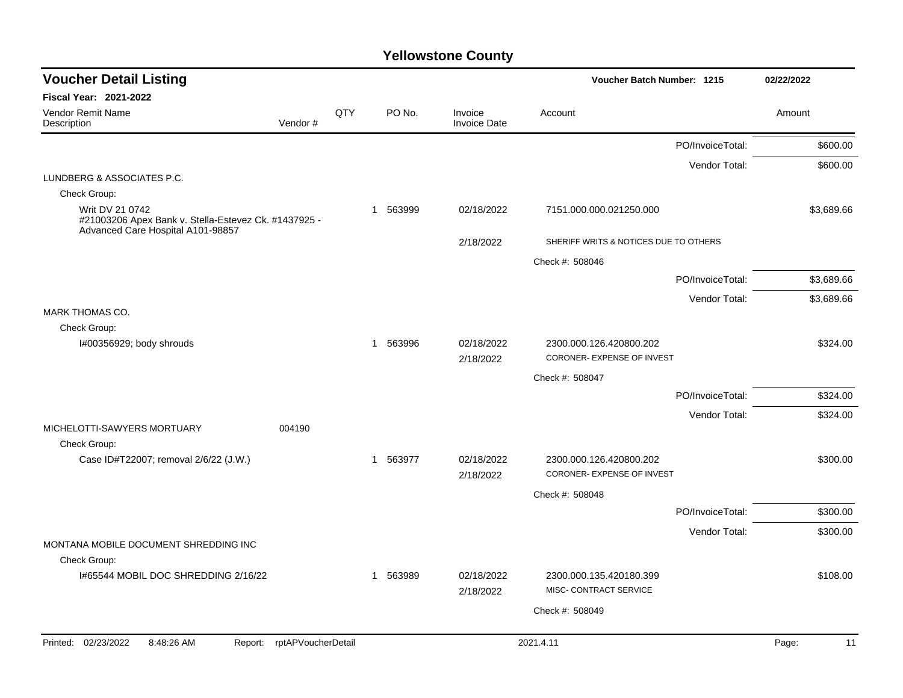# Yellowstone County

## Voucher Detail Listing

**Voucher Batch Number: 1215** — 02/22/2022

**Fiscal Year: 2021-2022**

| Vendor Remit Name / Description | Vendor # | QTY | PO No. | Invoice / Invoice Date | Account | Amount |
|---|---|---|---|---|---|---|
| | | | | | PO/InvoiceTotal: | $600.00 |
| | | | | | Vendor Total: | $600.00 |
| LUNDBERG & ASSOCIATES P.C. | | | | | | |
| Check Group: | | | | | | |
| Writ DV 21 0742 #21003206 Apex Bank v. Stella-Estevez Ck. #1437925 - Advanced Care Hospital A101-98857 | | 1 | 563999 | 02/18/2022 | 7151.000.000.021250.000 | $3,689.66 |
| | | | | 2/18/2022 | SHERIFF WRITS & NOTICES DUE TO OTHERS | |
| | | | | | Check #: 508046 | |
| | | | | | PO/InvoiceTotal: | $3,689.66 |
| | | | | | Vendor Total: | $3,689.66 |
| MARK THOMAS CO. | | | | | | |
| Check Group: | | | | | | |
| I#00356929; body shrouds | | 1 | 563996 | 02/18/2022 | 2300.000.126.420800.202 | $324.00 |
| | | | | 2/18/2022 | CORONER- EXPENSE OF INVEST | |
| | | | | | Check #: 508047 | |
| | | | | | PO/InvoiceTotal: | $324.00 |
| | | | | | Vendor Total: | $324.00 |
| MICHELOTTI-SAWYERS MORTUARY | 004190 | | | | | |
| Check Group: | | | | | | |
| Case ID#T22007; removal 2/6/22 (J.W.) | | 1 | 563977 | 02/18/2022 | 2300.000.126.420800.202 | $300.00 |
| | | | | 2/18/2022 | CORONER- EXPENSE OF INVEST | |
| | | | | | Check #: 508048 | |
| | | | | | PO/InvoiceTotal: | $300.00 |
| | | | | | Vendor Total: | $300.00 |
| MONTANA MOBILE DOCUMENT SHREDDING INC | | | | | | |
| Check Group: | | | | | | |
| I#65544 MOBIL DOC SHREDDING 2/16/22 | | 1 | 563989 | 02/18/2022 | 2300.000.135.420180.399 | $108.00 |
| | | | | 2/18/2022 | MISC- CONTRACT SERVICE | |
| | | | | | Check #: 508049 | |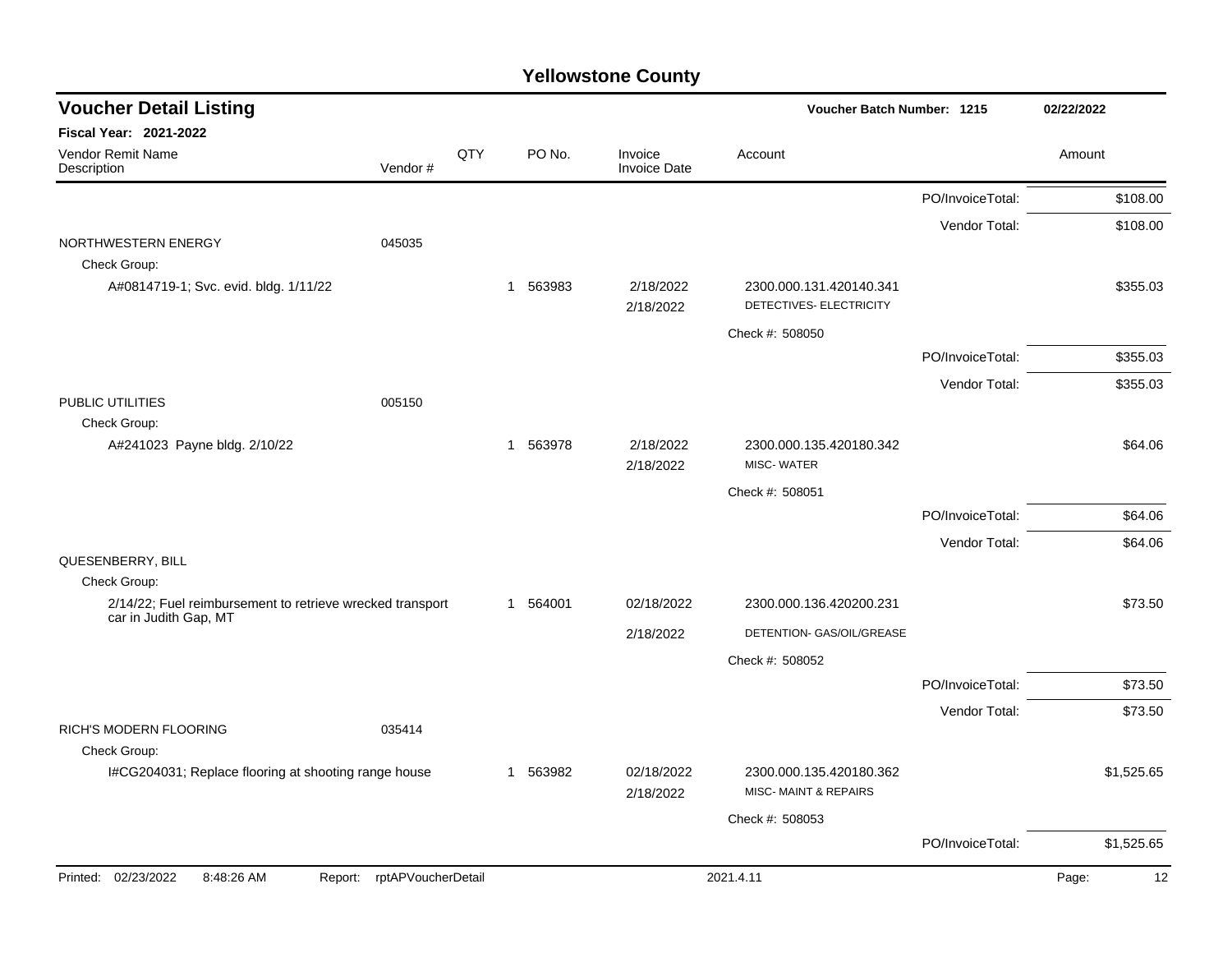# Yellowstone County

## Voucher Detail Listing

**Voucher Batch Number: 1215** 02/22/2022

**Fiscal Year: 2021-2022**

| Vendor Remit Name / Description | Vendor # | QTY | PO No. | Invoice / Invoice Date | Account | | Amount |
|---|---|---|---|---|---|---|---|
| | | | | | | PO/InvoiceTotal: | $108.00 |
| | | | | | | Vendor Total: | $108.00 |
| NORTHWESTERN ENERGY | 045035 | | | | | | |
| Check Group: | | | | | | | |
| A#0814719-1; Svc. evid. bldg. 1/11/22 | | 1 | 563983 | 2/18/2022<br>2/18/2022 | 2300.000.131.420140.341<br>DETECTIVES- ELECTRICITY | | $355.03 |
| | | | | | Check #: 508050 | | |
| | | | | | | PO/InvoiceTotal: | $355.03 |
| | | | | | | Vendor Total: | $355.03 |
| PUBLIC UTILITIES | 005150 | | | | | | |
| Check Group: | | | | | | | |
| A#241023 Payne bldg. 2/10/22 | | 1 | 563978 | 2/18/2022<br>2/18/2022 | 2300.000.135.420180.342<br>MISC- WATER | | $64.06 |
| | | | | | Check #: 508051 | | |
| | | | | | | PO/InvoiceTotal: | $64.06 |
| | | | | | | Vendor Total: | $64.06 |
| QUESENBERRY, BILL | | | | | | | |
| Check Group: | | | | | | | |
| 2/14/22; Fuel reimbursement to retrieve wrecked transport car in Judith Gap, MT | | 1 | 564001 | 02/18/2022<br>2/18/2022 | 2300.000.136.420200.231<br>DETENTION- GAS/OIL/GREASE | | $73.50 |
| | | | | | Check #: 508052 | | |
| | | | | | | PO/InvoiceTotal: | $73.50 |
| | | | | | | Vendor Total: | $73.50 |
| RICH'S MODERN FLOORING | 035414 | | | | | | |
| Check Group: | | | | | | | |
| I#CG204031; Replace flooring at shooting range house | | 1 | 563982 | 02/18/2022<br>2/18/2022 | 2300.000.135.420180.362<br>MISC- MAINT & REPAIRS | | $1,525.65 |
| | | | | | Check #: 508053 | | |
| | | | | | | PO/InvoiceTotal: | $1,525.65 |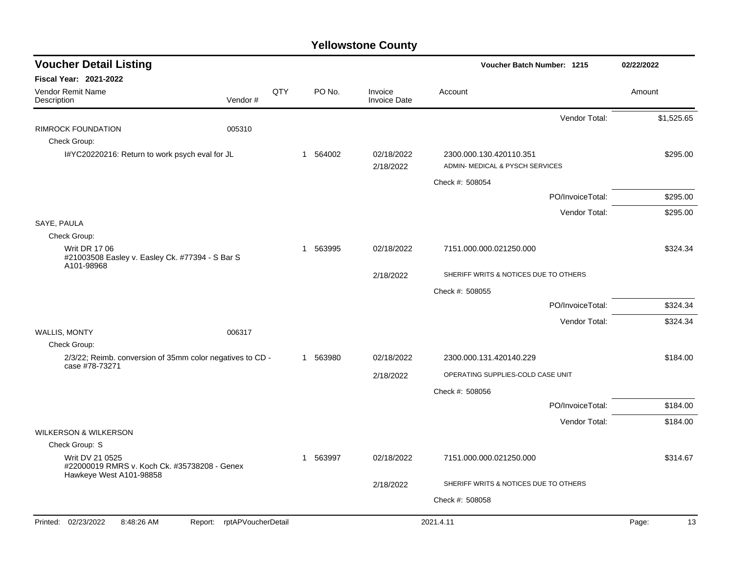# Yellowstone County

## Voucher Detail Listing

Voucher Batch Number: 1215 — 02/22/2022

**Fiscal Year: 2021-2022**

| Vendor Remit Name / Description | Vendor # | QTY | PO No. | Invoice / Invoice Date | Account | Amount |
|---|---|---|---|---|---|---|
| | | | | | Vendor Total: | $1,525.65 |
| RIMROCK FOUNDATION | 005310 | | | | | |
| Check Group: | | | | | | |
| I#YC20220216: Return to work psych eval for JL | | 1 | 564002 | 02/18/2022 / 2/18/2022 | 2300.000.130.420110.351 ADMIN- MEDICAL & PYSCH SERVICES | $295.00 |
| | | | | | Check #: 508054 | |
| | | | | | PO/InvoiceTotal: | $295.00 |
| | | | | | Vendor Total: | $295.00 |
| SAYE, PAULA | | | | | | |
| Check Group: | | | | | | |
| Writ DR 17 06 #21003508 Easley v. Easley Ck. #77394 - S Bar S A101-98968 | | 1 | 563995 | 02/18/2022 / 2/18/2022 | 7151.000.000.021250.000 SHERIFF WRITS & NOTICES DUE TO OTHERS | $324.34 |
| | | | | | Check #: 508055 | |
| | | | | | PO/InvoiceTotal: | $324.34 |
| | | | | | Vendor Total: | $324.34 |
| WALLIS, MONTY | 006317 | | | | | |
| Check Group: | | | | | | |
| 2/3/22; Reimb. conversion of 35mm color negatives to CD - case #78-73271 | | 1 | 563980 | 02/18/2022 / 2/18/2022 | 2300.000.131.420140.229 OPERATING SUPPLIES-COLD CASE UNIT | $184.00 |
| | | | | | Check #: 508056 | |
| | | | | | PO/InvoiceTotal: | $184.00 |
| | | | | | Vendor Total: | $184.00 |
| WILKERSON & WILKERSON | | | | | | |
| Check Group: S | | | | | | |
| Writ DV 21 0525 #22000019 RMRS v. Koch Ck. #35738208 - Genex Hawkeye West A101-98858 | | 1 | 563997 | 02/18/2022 / 2/18/2022 | 7151.000.000.021250.000 SHERIFF WRITS & NOTICES DUE TO OTHERS | $314.67 |
| | | | | | Check #: 508058 | |

Printed: 02/23/2022 8:48:26 AM Report: rptAPVoucherDetail 2021.4.11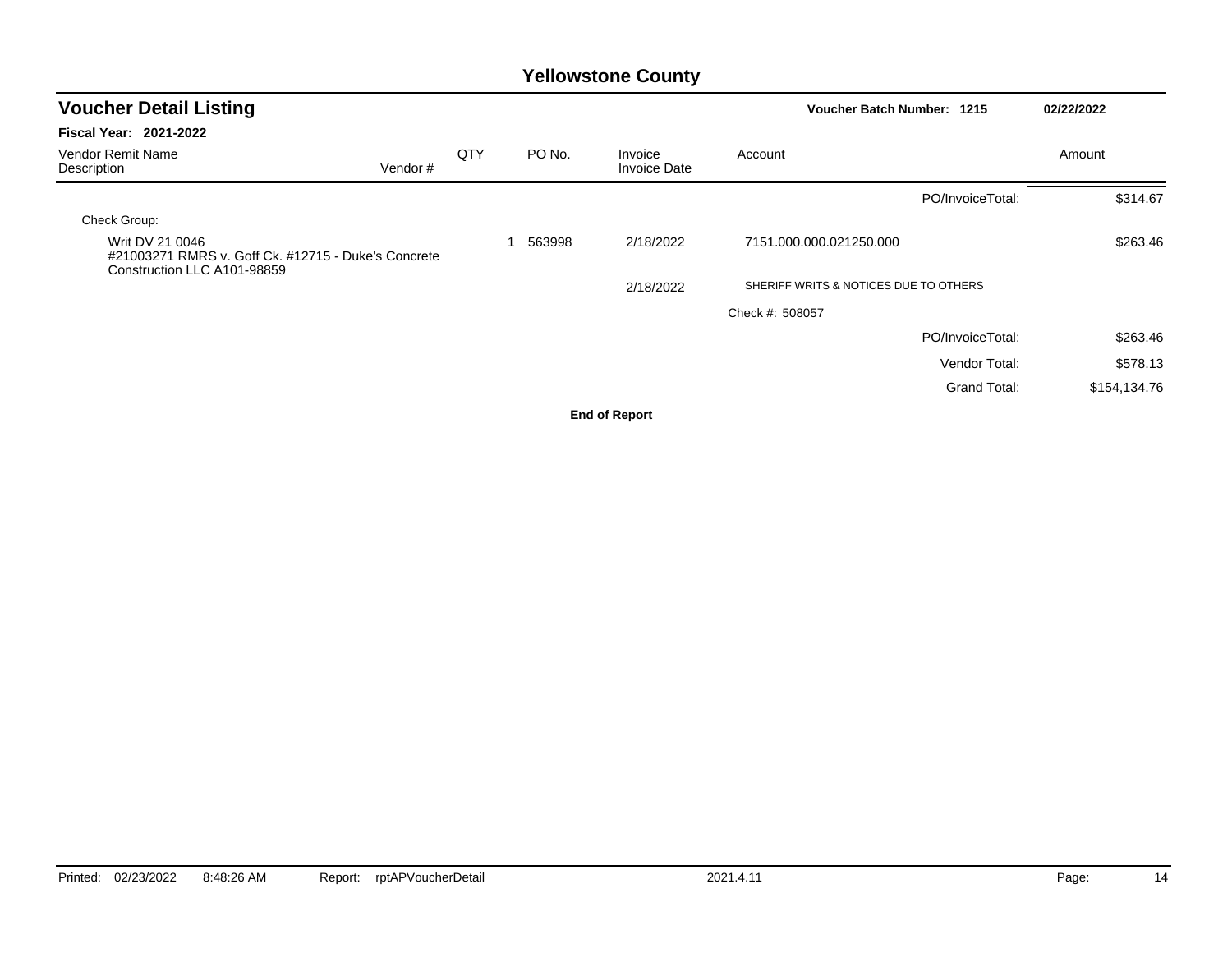# Yellowstone County

## Voucher Detail Listing

**Voucher Batch Number: 1215** **02/22/2022**

**Fiscal Year: 2021-2022**

| Vendor Remit Name / Description | Vendor # | QTY | PO No. | Invoice / Invoice Date | Account | Amount |
|---|---|---|---|---|---|---|
| | | | | | PO/InvoiceTotal: | $314.67 |
| Check Group: | | | | | | |
| Writ DV 21 0046 #21003271 RMRS v. Goff Ck. #12715 - Duke's Concrete Construction LLC A101-98859 | | 1 | 563998 | 2/18/2022 | 7151.000.000.021250.000 | $263.46 |
| | | | | 2/18/2022 | SHERIFF WRITS & NOTICES DUE TO OTHERS | |
| | | | | | Check #: 508057 | |
| | | | | | PO/InvoiceTotal: | $263.46 |
| | | | | | Vendor Total: | $578.13 |
| | | | | | Grand Total: | $154,134.76 |

**End of Report**